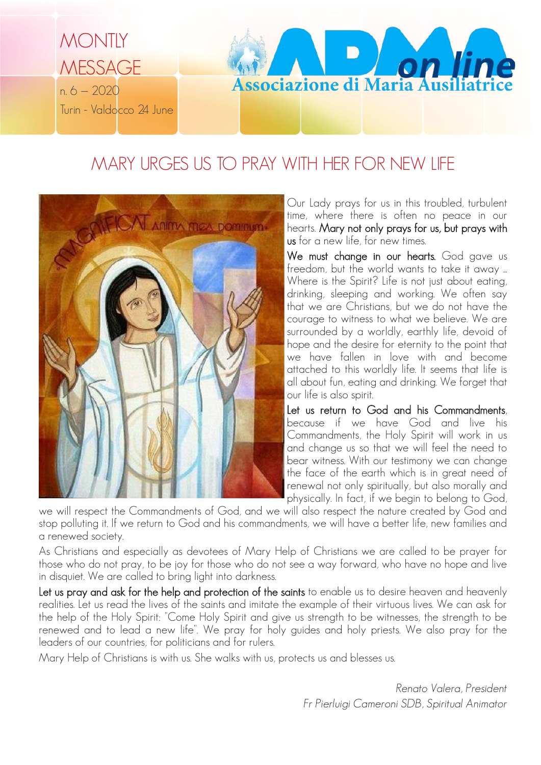MONTLY MESSAGE

n. 6 – 2020

Turin - Valdocco 24 June

ADMA on line

Associazione di Maria Ausiliatrice

# MARY URGES US TO PRAY WITH HER FOR NEW LIFE

Our Lady prays for us in this troubled, turbulent time, where there is often no peace in our hearts. **Mary not only prays for us, but prays with us** for a new life, for new times.

**We must change in our hearts.** God gave us freedom, but the world wants to take it away ... Where is the Spirit? Life is not just about eating, drinking, sleeping and working. We often say that we are Christians, but we do not have the courage to witness to what we believe. We are surrounded by a worldly, earthly life, devoid of hope and the desire for eternity to the point that we have fallen in love with and become attached to this worldly life. It seems that life is all about fun, eating and drinking. We forget that our life is also spirit.

**Let us return to God and his Commandments**, because if we have God and live his Commandments, the Holy Spirit will work in us and change us so that we will feel the need to bear witness. With our testimony we can change the face of the earth which is in great need of renewal not only spiritually, but also morally and physically. In fact, if we begin to belong to God, we will respect the Commandments of God, and we will also respect the nature created by God and stop polluting it. If we return to God and his commandments, we will have a better life, new families and a renewed society.

As Christians and especially as devotees of Mary Help of Christians we are called to be prayer for those who do not pray, to be joy for those who do not see a way forward, who have no hope and live in disquiet. We are called to bring light into darkness.

**Let us pray and ask for the help and protection of the saints** to enable us to desire heaven and heavenly realities. Let us read the lives of the saints and imitate the example of their virtuous lives. We can ask for the help of the Holy Spirit: "Come Holy Spirit and give us strength to be witnesses, the strength to be renewed and to lead a new life". We pray for holy guides and holy priests. We also pray for the leaders of our countries, for politicians and for rulers.

Mary Help of Christians is with us. She walks with us, protects us and blesses us.

*Renato Valera, President*

*Fr Pierluigi Cameroni SDB, Spiritual Animator*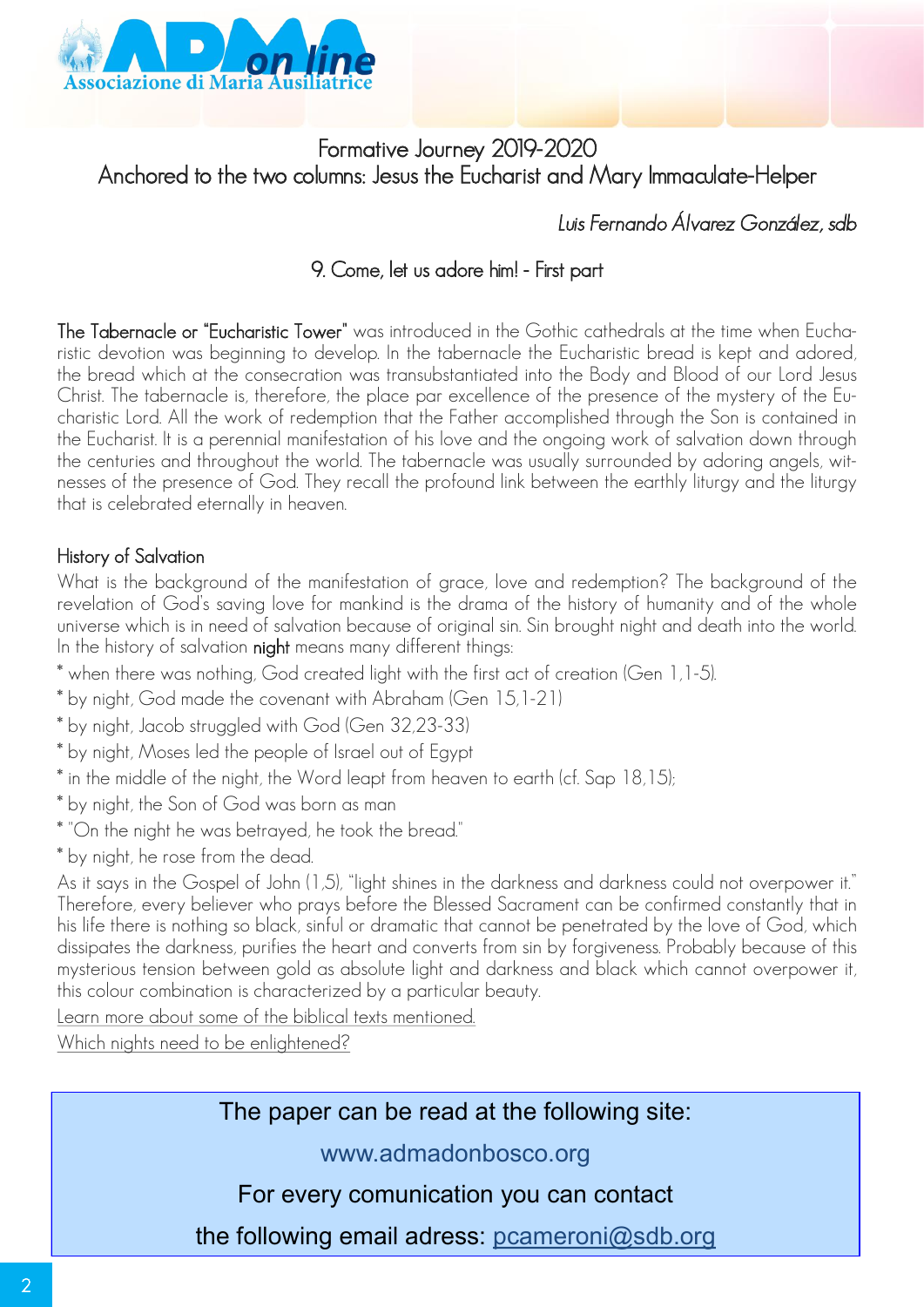Formative Journey 2019-2020
Anchored to the two columns: Jesus the Eucharist and Mary Immaculate-Helper

*Luis Fernando Álvarez González, sdb*

## 9. Come, let us adore him! - First part

**The Tabernacle or "Eucharistic Tower"** was introduced in the Gothic cathedrals at the time when Eucharistic devotion was beginning to develop. In the tabernacle the Eucharistic bread is kept and adored, the bread which at the consecration was transubstantiated into the Body and Blood of our Lord Jesus Christ. The tabernacle is, therefore, the place par excellence of the presence of the mystery of the Eucharistic Lord. All the work of redemption that the Father accomplished through the Son is contained in the Eucharist. It is a perennial manifestation of his love and the ongoing work of salvation down through the centuries and throughout the world. The tabernacle was usually surrounded by adoring angels, witnesses of the presence of God. They recall the profound link between the earthly liturgy and the liturgy that is celebrated eternally in heaven.

### History of Salvation

What is the background of the manifestation of grace, love and redemption? The background of the revelation of God's saving love for mankind is the drama of the history of humanity and of the whole universe which is in need of salvation because of original sin. Sin brought night and death into the world. In the history of salvation **night** means many different things:

* when there was nothing, God created light with the first act of creation (Gen 1,1-5).
* by night, God made the covenant with Abraham (Gen 15,1-21)
* by night, Jacob struggled with God (Gen 32,23-33)
* by night, Moses led the people of Israel out of Egypt
* in the middle of the night, the Word leapt from heaven to earth (cf. Sap 18,15);
* by night, the Son of God was born as man
* "On the night he was betrayed, he took the bread."
* by night, he rose from the dead.

As it says in the Gospel of John (1,5), "light shines in the darkness and darkness could not overpower it." Therefore, every believer who prays before the Blessed Sacrament can be confirmed constantly that in his life there is nothing so black, sinful or dramatic that cannot be penetrated by the love of God, which dissipates the darkness, purifies the heart and converts from sin by forgiveness. Probably because of this mysterious tension between gold as absolute light and darkness and black which cannot overpower it, this colour combination is characterized by a particular beauty.

Learn more about some of the biblical texts mentioned.

Which nights need to be enlightened?

The paper can be read at the following site:

www.admadonbosco.org

For every comunication you can contact

the following email adress: pcameroni@sdb.org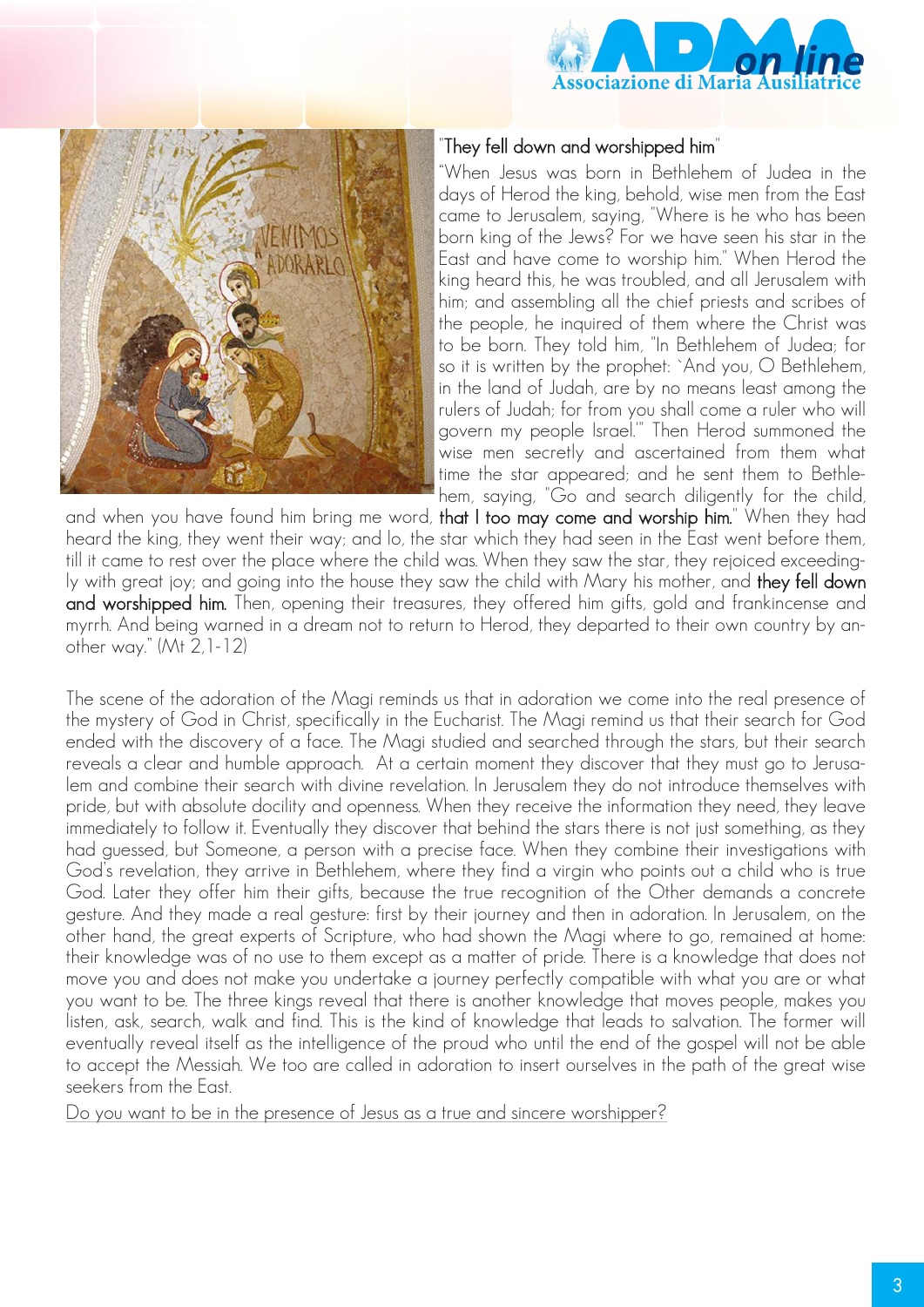## "They fell down and worshipped him"

"When Jesus was born in Bethlehem of Judea in the days of Herod the king, behold, wise men from the East came to Jerusalem, saying, "Where is he who has been born king of the Jews? For we have seen his star in the East and have come to worship him." When Herod the king heard this, he was troubled, and all Jerusalem with him; and assembling all the chief priests and scribes of the people, he inquired of them where the Christ was to be born. They told him, "In Bethlehem of Judea; for so it is written by the prophet: `And you, O Bethlehem, in the land of Judah, are by no means least among the rulers of Judah; for from you shall come a ruler who will govern my people Israel.'" Then Herod summoned the wise men secretly and ascertained from them what time the star appeared; and he sent them to Bethlehem, saying, "Go and search diligently for the child, and when you have found him bring me word, **that I too may come and worship him.**" When they had heard the king, they went their way; and lo, the star which they had seen in the East went before them, till it came to rest over the place where the child was. When they saw the star, they rejoiced exceedingly with great joy; and going into the house they saw the child with Mary his mother, and **they fell down and worshipped him.** Then, opening their treasures, they offered him gifts, gold and frankincense and myrrh. And being warned in a dream not to return to Herod, they departed to their own country by another way." (Mt 2,1-12)

The scene of the adoration of the Magi reminds us that in adoration we come into the real presence of the mystery of God in Christ, specifically in the Eucharist. The Magi remind us that their search for God ended with the discovery of a face. The Magi studied and searched through the stars, but their search reveals a clear and humble approach. At a certain moment they discover that they must go to Jerusalem and combine their search with divine revelation. In Jerusalem they do not introduce themselves with pride, but with absolute docility and openness. When they receive the information they need, they leave immediately to follow it. Eventually they discover that behind the stars there is not just something, as they had guessed, but Someone, a person with a precise face. When they combine their investigations with God's revelation, they arrive in Bethlehem, where they find a virgin who points out a child who is true God. Later they offer him their gifts, because the true recognition of the Other demands a concrete gesture. And they made a real gesture: first by their journey and then in adoration. In Jerusalem, on the other hand, the great experts of Scripture, who had shown the Magi where to go, remained at home: their knowledge was of no use to them except as a matter of pride. There is a knowledge that does not move you and does not make you undertake a journey perfectly compatible with what you are or what you want to be. The three kings reveal that there is another knowledge that moves people, makes you listen, ask, search, walk and find. This is the kind of knowledge that leads to salvation. The former will eventually reveal itself as the intelligence of the proud who until the end of the gospel will not be able to accept the Messiah. We too are called in adoration to insert ourselves in the path of the great wise seekers from the East.

Do you want to be in the presence of Jesus as a true and sincere worshipper?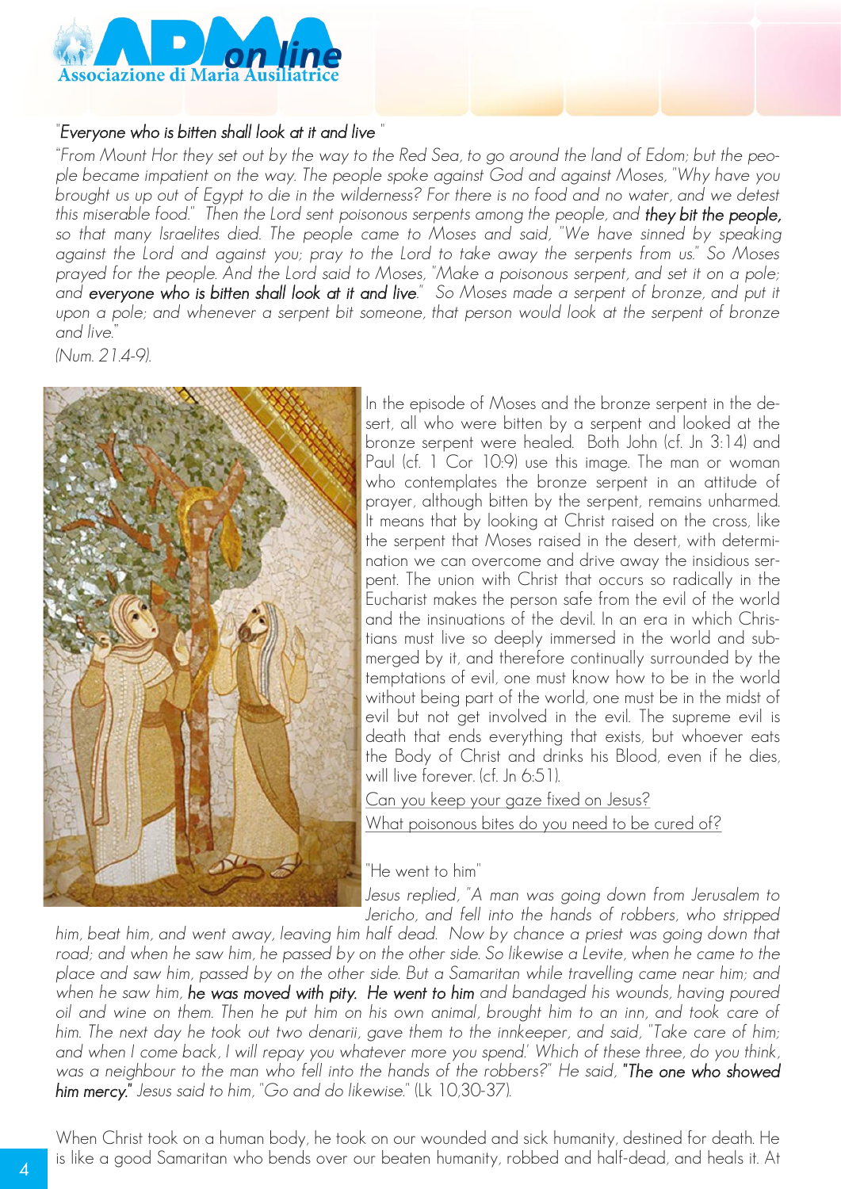### "*Everyone who is bitten shall look at it and live* "

*"From Mount Hor they set out by the way to the Red Sea, to go around the land of Edom; but the people became impatient on the way. The people spoke against God and against Moses, "Why have you brought us up out of Egypt to die in the wilderness? For there is no food and no water, and we detest this miserable food." Then the Lord sent poisonous serpents among the people, and* ***they bit the people,*** *so that many Israelites died. The people came to Moses and said, "We have sinned by speaking against the Lord and against you; pray to the Lord to take away the serpents from us." So Moses prayed for the people. And the Lord said to Moses, "Make a poisonous serpent, and set it on a pole; and* ***everyone who is bitten shall look at it and live****." So Moses made a serpent of bronze, and put it upon a pole; and whenever a serpent bit someone, that person would look at the serpent of bronze and live."*

*(Num. 21.4-9).*

In the episode of Moses and the bronze serpent in the desert, all who were bitten by a serpent and looked at the bronze serpent were healed. Both John (cf. Jn 3:14) and Paul (cf. 1 Cor 10:9) use this image. The man or woman who contemplates the bronze serpent in an attitude of prayer, although bitten by the serpent, remains unharmed. It means that by looking at Christ raised on the cross, like the serpent that Moses raised in the desert, with determination we can overcome and drive away the insidious serpent. The union with Christ that occurs so radically in the Eucharist makes the person safe from the evil of the world and the insinuations of the devil. In an era in which Christians must live so deeply immersed in the world and submerged by it, and therefore continually surrounded by the temptations of evil, one must know how to be in the world without being part of the world, one must be in the midst of evil but not get involved in the evil. The supreme evil is death that ends everything that exists, but whoever eats the Body of Christ and drinks his Blood, even if he dies, will live forever. (cf. Jn 6:51).

Can you keep your gaze fixed on Jesus?

What poisonous bites do you need to be cured of?

### "He went to him"

*Jesus replied, "A man was going down from Jerusalem to Jericho, and fell into the hands of robbers, who stripped him, beat him, and went away, leaving him half dead. Now by chance a priest was going down that road; and when he saw him, he passed by on the other side. So likewise a Levite, when he came to the place and saw him, passed by on the other side. But a Samaritan while travelling came near him; and when he saw him,* ***he was moved with pity. He went to him*** *and bandaged his wounds, having poured oil and wine on them. Then he put him on his own animal, brought him to an inn, and took care of him. The next day he took out two denarii, gave them to the innkeeper, and said, 'Take care of him; and when I come back, I will repay you whatever more you spend.' Which of these three, do you think, was a neighbour to the man who fell into the hands of the robbers?" He said,* ***"The one who showed him mercy."*** *Jesus said to him, "Go and do likewise."* (Lk 10,30-37).

When Christ took on a human body, he took on our wounded and sick humanity, destined for death. He is like a good Samaritan who bends over our beaten humanity, robbed and half-dead, and heals it. At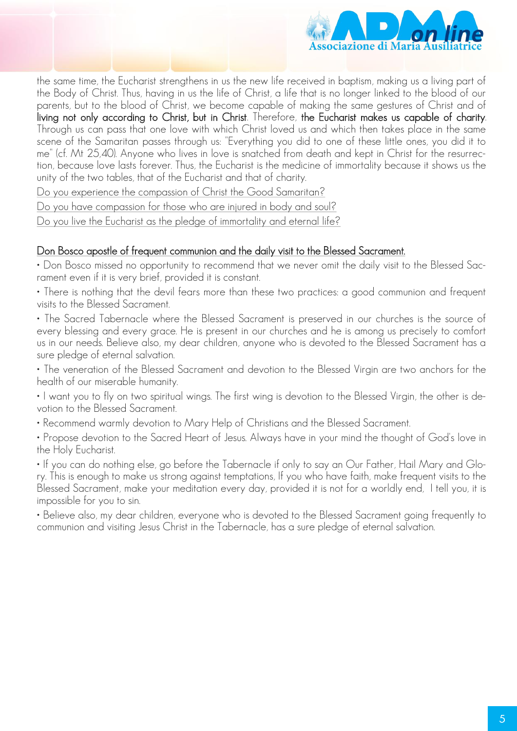the same time, the Eucharist strengthens in us the new life received in baptism, making us a living part of the Body of Christ. Thus, having in us the life of Christ, a life that is no longer linked to the blood of our parents, but to the blood of Christ, we become capable of making the same gestures of Christ and of **living not only according to Christ, but in Christ**. Therefore, **the Eucharist makes us capable of charity**. Through us can pass that one love with which Christ loved us and which then takes place in the same scene of the Samaritan passes through us: "Everything you did to one of these little ones, you did it to me" (cf. Mt 25,40). Anyone who lives in love is snatched from death and kept in Christ for the resurrection, because love lasts forever. Thus, the Eucharist is the medicine of immortality because it shows us the unity of the two tables, that of the Eucharist and that of charity.

<u>Do you experience the compassion of Christ the Good Samaritan?</u>

<u>Do you have compassion for those who are injured in body and soul?</u>

<u>Do you live the Eucharist as the pledge of immortality and eternal life?</u>

<u>Don Bosco apostle of frequent communion and the daily visit to the Blessed Sacrament.</u>

- Don Bosco missed no opportunity to recommend that we never omit the daily visit to the Blessed Sacrament even if it is very brief, provided it is constant.
- There is nothing that the devil fears more than these two practices: a good communion and frequent visits to the Blessed Sacrament.
- The Sacred Tabernacle where the Blessed Sacrament is preserved in our churches is the source of every blessing and every grace. He is present in our churches and he is among us precisely to comfort us in our needs. Believe also, my dear children, anyone who is devoted to the Blessed Sacrament has a sure pledge of eternal salvation.
- The veneration of the Blessed Sacrament and devotion to the Blessed Virgin are two anchors for the health of our miserable humanity.
- I want you to fly on two spiritual wings. The first wing is devotion to the Blessed Virgin, the other is devotion to the Blessed Sacrament.
- Recommend warmly devotion to Mary Help of Christians and the Blessed Sacrament.
- Propose devotion to the Sacred Heart of Jesus. Always have in your mind the thought of God's love in the Holy Eucharist.
- If you can do nothing else, go before the Tabernacle if only to say an Our Father, Hail Mary and Glory. This is enough to make us strong against temptations, If you who have faith, make frequent visits to the Blessed Sacrament, make your meditation every day, provided it is not for a worldly end, I tell you, it is impossible for you to sin.
- Believe also, my dear children, everyone who is devoted to the Blessed Sacrament going frequently to communion and visiting Jesus Christ in the Tabernacle, has a sure pledge of eternal salvation.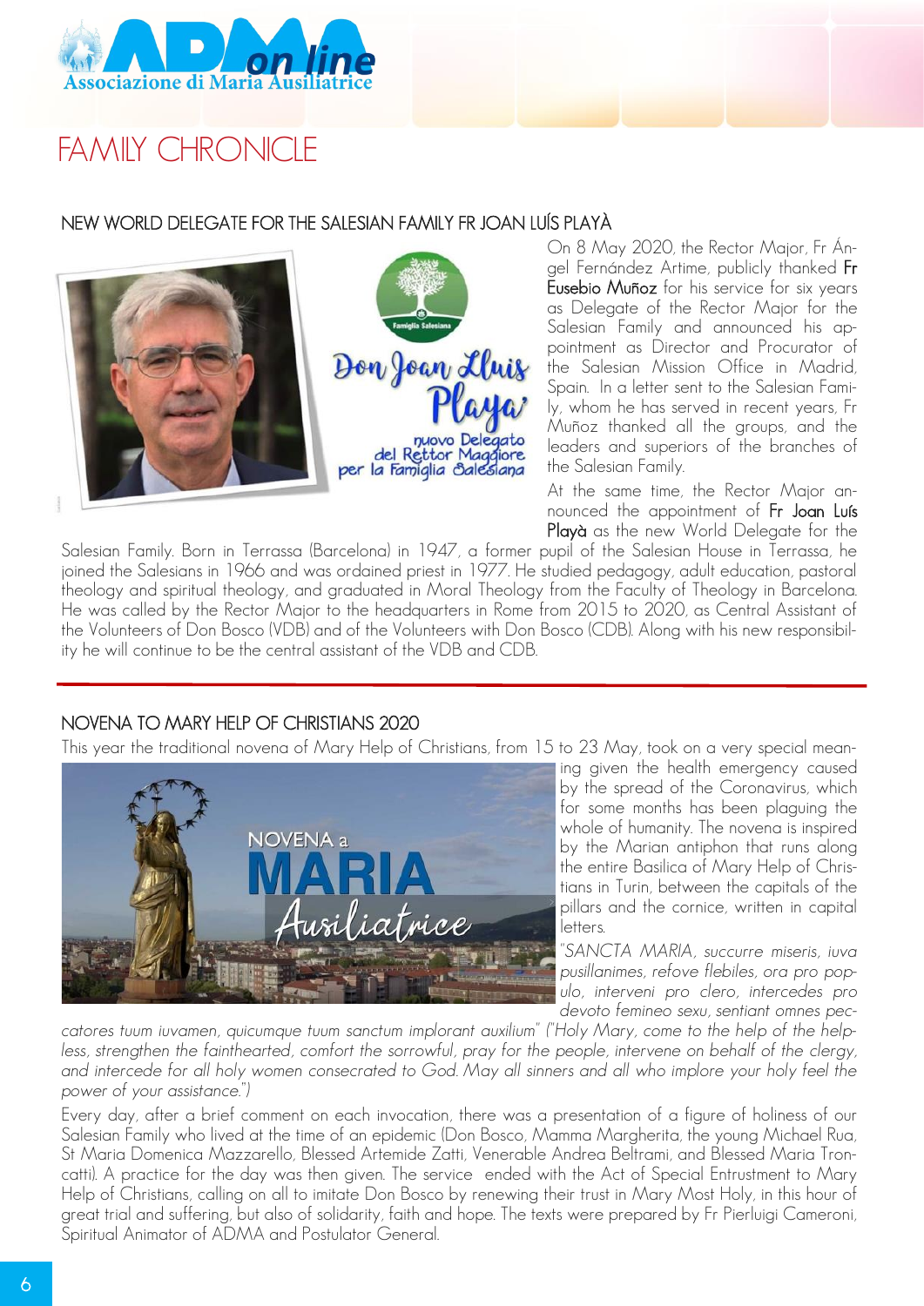# FAMILY CHRONICLE

## NEW WORLD DELEGATE FOR THE SALESIAN FAMILY FR JOAN LUÍS PLAYÀ

On 8 May 2020, the Rector Major, Fr Ángel Fernández Artime, publicly thanked **Fr Eusebio Muñoz** for his service for six years as Delegate of the Rector Major for the Salesian Family and announced his appointment as Director and Procurator of the Salesian Mission Office in Madrid, Spain. In a letter sent to the Salesian Family, whom he has served in recent years, Fr Muñoz thanked all the groups, and the leaders and superiors of the branches of the Salesian Family.

At the same time, the Rector Major announced the appointment of **Fr Joan Luís Playà** as the new World Delegate for the Salesian Family. Born in Terrassa (Barcelona) in 1947, a former pupil of the Salesian House in Terrassa, he joined the Salesians in 1966 and was ordained priest in 1977. He studied pedagogy, adult education, pastoral theology and spiritual theology, and graduated in Moral Theology from the Faculty of Theology in Barcelona. He was called by the Rector Major to the headquarters in Rome from 2015 to 2020, as Central Assistant of the Volunteers of Don Bosco (VDB) and of the Volunteers with Don Bosco (CDB). Along with his new responsibility he will continue to be the central assistant of the VDB and CDB.

## NOVENA TO MARY HELP OF CHRISTIANS 2020

This year the traditional novena of Mary Help of Christians, from 15 to 23 May, took on a very special meaning given the health emergency caused by the spread of the Coronavirus, which for some months has been plaguing the whole of humanity. The novena is inspired by the Marian antiphon that runs along the entire Basilica of Mary Help of Christians in Turin, between the capitals of the pillars and the cornice, written in capital letters.

*"SANCTA MARIA, succurre miseris, iuva pusillanimes, refove flebiles, ora pro populo, interveni pro clero, intercedes pro devoto femineo sexu, sentiant omnes peccatores tuum iuvamen, quicumque tuum sanctum implorant auxilium" ("Holy Mary, come to the help of the helpless, strengthen the fainthearted, comfort the sorrowful, pray for the people, intervene on behalf of the clergy, and intercede for all holy women consecrated to God. May all sinners and all who implore your holy feel the power of your assistance.")*

Every day, after a brief comment on each invocation, there was a presentation of a figure of holiness of our Salesian Family who lived at the time of an epidemic (Don Bosco, Mamma Margherita, the young Michael Rua, St Maria Domenica Mazzarello, Blessed Artemide Zatti, Venerable Andrea Beltrami, and Blessed Maria Troncatti). A practice for the day was then given. The service ended with the Act of Special Entrustment to Mary Help of Christians, calling on all to imitate Don Bosco by renewing their trust in Mary Most Holy, in this hour of great trial and suffering, but also of solidarity, faith and hope. The texts were prepared by Fr Pierluigi Cameroni, Spiritual Animator of ADMA and Postulator General.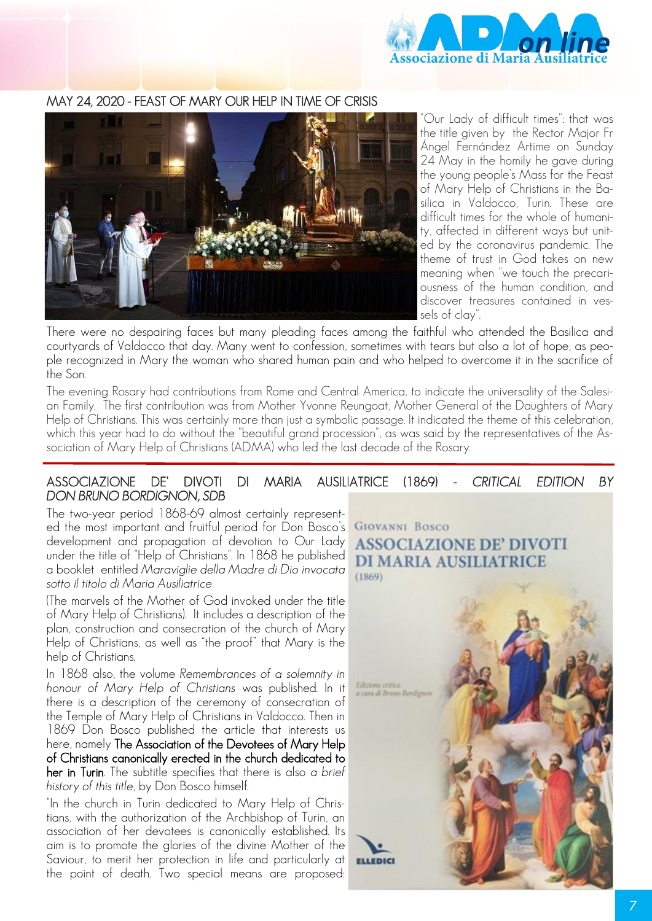## MAY 24, 2020 - FEAST OF MARY OUR HELP IN TIME OF CRISIS

"Our Lady of difficult times": that was the title given by the Rector Major Fr Ángel Fernández Artime on Sunday 24 May in the homily he gave during the young people's Mass for the Feast of Mary Help of Christians in the Basilica in Valdocco, Turin. These are difficult times for the whole of humanity, affected in different ways but united by the coronavirus pandemic. The theme of trust in God takes on new meaning when "we touch the precariousness of the human condition, and discover treasures contained in vessels of clay".

There were no despairing faces but many pleading faces among the faithful who attended the Basilica and courtyards of Valdocco that day. Many went to confession, sometimes with tears but also a lot of hope, as people recognized in Mary the woman who shared human pain and who helped to overcome it in the sacrifice of the Son.

The evening Rosary had contributions from Rome and Central America, to indicate the universality of the Salesian Family. The first contribution was from Mother Yvonne Reungoat, Mother General of the Daughters of Mary Help of Christians. This was certainly more than just a symbolic passage. It indicated the theme of this celebration, which this year had to do without the "beautiful grand procession", as was said by the representatives of the Association of Mary Help of Christians (ADMA) who led the last decade of the Rosary.

## ASSOCIAZIONE DE' DIVOTI DI MARIA AUSILIATRICE (1869) - *CRITICAL EDITION BY DON BRUNO BORDIGNON, SDB*

The two-year period 1868-69 almost certainly represented the most important and fruitful period for Don Bosco's development and propagation of devotion to Our Lady under the title of "Help of Christians". In 1868 he published a booklet entitled *Maraviglie della Madre di Dio invocata sotto il titolo di Maria Ausiliatrice*

(The marvels of the Mother of God invoked under the title of Mary Help of Christians). It includes a description of the plan, construction and consecration of the church of Mary Help of Christians, as well as "the proof" that Mary is the help of Christians.

In 1868 also, the volume *Remembrances of a solemnity in honour of Mary Help of Christians* was published. In it there is a description of the ceremony of consecration of the Temple of Mary Help of Christians in Valdocco. Then in 1869 Don Bosco published the article that interests us here, namely **The Association of the Devotees of Mary Help of Christians canonically erected in the church dedicated to her in Turin**. The subtitle specifies that there is also *a brief history of this title*, by Don Bosco himself.

"In the church in Turin dedicated to Mary Help of Christians, with the authorization of the Archbishop of Turin, an association of her devotees is canonically established. Its aim is to promote the glories of the divine Mother of the Saviour, to merit her protection in life and particularly at the point of death. Two special means are proposed: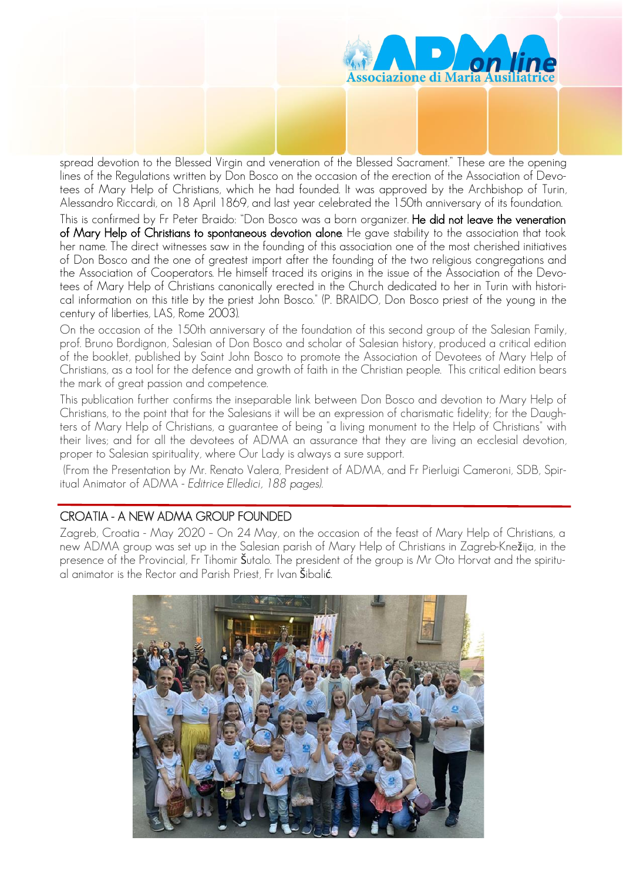spread devotion to the Blessed Virgin and veneration of the Blessed Sacrament." These are the opening lines of the Regulations written by Don Bosco on the occasion of the erection of the Association of Devotees of Mary Help of Christians, which he had founded. It was approved by the Archbishop of Turin, Alessandro Riccardi, on 18 April 1869, and last year celebrated the 150th anniversary of its foundation.

This is confirmed by Fr Peter Braido: "Don Bosco was a born organizer. **He did not leave the veneration of Mary Help of Christians to spontaneous devotion alone**. He gave stability to the association that took her name. The direct witnesses saw in the founding of this association one of the most cherished initiatives of Don Bosco and the one of greatest import after the founding of the two religious congregations and the Association of Cooperators. He himself traced its origins in the issue of the Association of the Devotees of Mary Help of Christians canonically erected in the Church dedicated to her in Turin with historical information on this title by the priest John Bosco." (P. BRAIDO, Don Bosco priest of the young in the century of liberties, LAS, Rome 2003).

On the occasion of the 150th anniversary of the foundation of this second group of the Salesian Family, prof. Bruno Bordignon, Salesian of Don Bosco and scholar of Salesian history, produced a critical edition of the booklet, published by Saint John Bosco to promote the Association of Devotees of Mary Help of Christians, as a tool for the defence and growth of faith in the Christian people. This critical edition bears the mark of great passion and competence.

This publication further confirms the inseparable link between Don Bosco and devotion to Mary Help of Christians, to the point that for the Salesians it will be an expression of charismatic fidelity; for the Daughters of Mary Help of Christians, a guarantee of being "a living monument to the Help of Christians" with their lives; and for all the devotees of ADMA an assurance that they are living an ecclesial devotion, proper to Salesian spirituality, where Our Lady is always a sure support.

(From the Presentation by Mr. Renato Valera, President of ADMA, and Fr Pierluigi Cameroni, SDB, Spiritual Animator of ADMA - *Editrice Elledici, 188 pages*).

## CROATIA - A NEW ADMA GROUP FOUNDED

Zagreb, Croatia - May 2020 – On 24 May, on the occasion of the feast of Mary Help of Christians, a new ADMA group was set up in the Salesian parish of Mary Help of Christians in Zagreb-Knežija, in the presence of the Provincial, Fr Tihomir Šutalo. The president of the group is Mr Oto Horvat and the spiritual animator is the Rector and Parish Priest, Fr Ivan Šibalić.